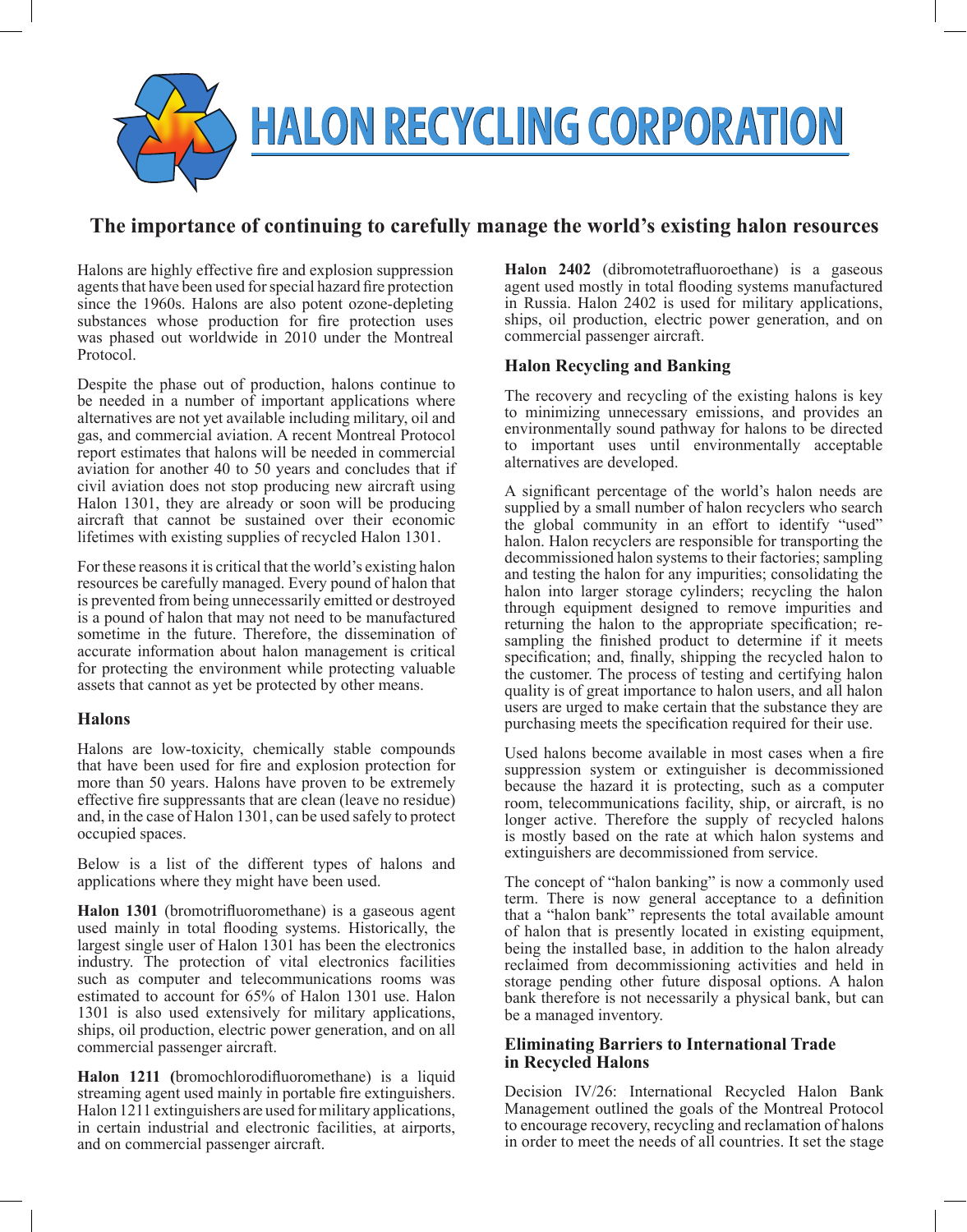# HALON RECYCLING CORPORATION

## The importance of continuing to carefully manage the world's existing halon resources

Halons are highly effective fire and explosion suppression agents that have been used for special hazard fire protection since the 1960s. Halons are also potent ozone-depleting substances whose production for fire protection uses was phased out worldwide in 2010 under the Montreal Protocol.

Despite the phase out of production, halons continue to be needed in a number of important applications where alternatives are not yet available including military, oil and gas, and commercial aviation. A recent Montreal Protocol report estimates that halons will be needed in commercial aviation for another 40 to 50 years and concludes that if civil aviation does not stop producing new aircraft using Halon 1301, they are already or soon will be producing aircraft that cannot be sustained over their economic lifetimes with existing supplies of recycled Halon 1301.

For these reasons it is critical that the world's existing halon resources be carefully managed. Every pound of halon that is prevented from being unnecessarily emitted or destroyed is a pound of halon that may not need to be manufactured sometime in the future. Therefore, the dissemination of accurate information about halon management is critical for protecting the environment while protecting valuable assets that cannot as yet be protected by other means.

### Halons

Halons are low-toxicity, chemically stable compounds that have been used for fire and explosion protection for more than 50 years. Halons have proven to be extremely effective fire suppressants that are clean (leave no residue) and, in the case of Halon 1301, can be used safely to protect occupied spaces.

Below is a list of the different types of halons and applications where they might have been used.

**Halon 1301** (bromotrifluoromethane) is a gaseous agent used mainly in total flooding systems. Historically, the largest single user of Halon 1301 has been the electronics industry. The protection of vital electronics facilities such as computer and telecommunications rooms was estimated to account for 65% of Halon 1301 use. Halon 1301 is also used extensively for military applications, ships, oil production, electric power generation, and on all commercial passenger aircraft.

**Halon 1211 (**bromochlorodifluoromethane) is a liquid streaming agent used mainly in portable fire extinguishers. Halon 1211 extinguishers are used for military applications, in certain industrial and electronic facilities, at airports, and on commercial passenger aircraft.

**Halon 2402** (dibromotetrafluoroethane) is a gaseous agent used mostly in total flooding systems manufactured in Russia. Halon 2402 is used for military applications, ships, oil production, electric power generation, and on commercial passenger aircraft.

### Halon Recycling and Banking

The recovery and recycling of the existing halons is key to minimizing unnecessary emissions, and provides an environmentally sound pathway for halons to be directed to important uses until environmentally acceptable alternatives are developed.

A significant percentage of the world's halon needs are supplied by a small number of halon recyclers who search the global community in an effort to identify "used" halon. Halon recyclers are responsible for transporting the decommissioned halon systems to their factories; sampling and testing the halon for any impurities; consolidating the halon into larger storage cylinders; recycling the halon through equipment designed to remove impurities and returning the halon to the appropriate specification; re-sampling the finished product to determine if it meets specification; and, finally, shipping the recycled halon to the customer. The process of testing and certifying halon quality is of great importance to halon users, and all halon users are urged to make certain that the substance they are purchasing meets the specification required for their use.

Used halons become available in most cases when a fire suppression system or extinguisher is decommissioned because the hazard it is protecting, such as a computer room, telecommunications facility, ship, or aircraft, is no longer active. Therefore the supply of recycled halons is mostly based on the rate at which halon systems and extinguishers are decommissioned from service.

The concept of "halon banking" is now a commonly used term. There is now general acceptance to a definition that a "halon bank" represents the total available amount of halon that is presently located in existing equipment, being the installed base, in addition to the halon already reclaimed from decommissioning activities and held in storage pending other future disposal options. A halon bank therefore is not necessarily a physical bank, but can be a managed inventory.

### Eliminating Barriers to International Trade in Recycled Halons

Decision IV/26: International Recycled Halon Bank Management outlined the goals of the Montreal Protocol to encourage recovery, recycling and reclamation of halons in order to meet the needs of all countries. It set the stage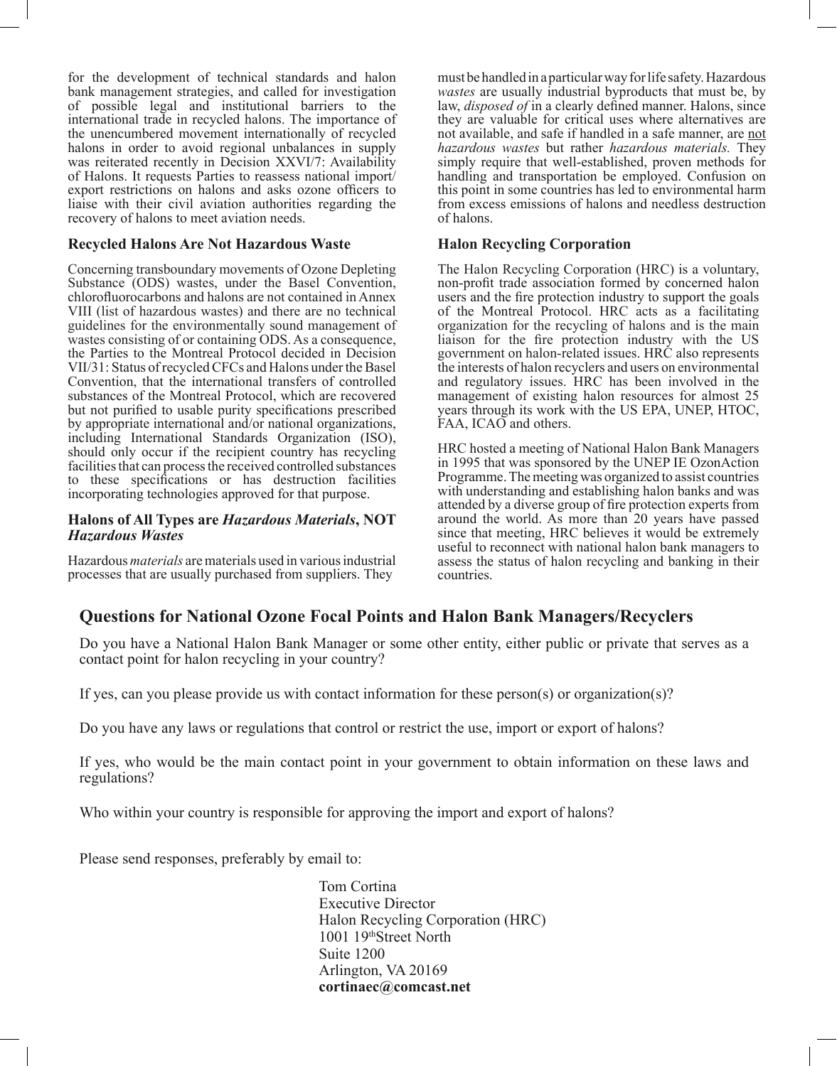for the development of technical standards and halon bank management strategies, and called for investigation of possible legal and institutional barriers to the international trade in recycled halons. The importance of the unencumbered movement internationally of recycled halons in order to avoid regional unbalances in supply was reiterated recently in Decision XXVI/7: Availability of Halons. It requests Parties to reassess national import/export restrictions on halons and asks ozone officers to liaise with their civil aviation authorities regarding the recovery of halons to meet aviation needs.

### Recycled Halons Are Not Hazardous Waste

Concerning transboundary movements of Ozone Depleting Substance (ODS) wastes, under the Basel Convention, chlorofluorocarbons and halons are not contained in Annex VIII (list of hazardous wastes) and there are no technical guidelines for the environmentally sound management of wastes consisting of or containing ODS. As a consequence, the Parties to the Montreal Protocol decided in Decision VII/31: Status of recycled CFCs and Halons under the Basel Convention, that the international transfers of controlled substances of the Montreal Protocol, which are recovered but not purified to usable purity specifications prescribed by appropriate international and/or national organizations, including International Standards Organization (ISO), should only occur if the recipient country has recycling facilities that can process the received controlled substances to these specifications or has destruction facilities incorporating technologies approved for that purpose.

### Halons of All Types are *Hazardous Materials*, NOT *Hazardous Wastes*

Hazardous *materials* are materials used in various industrial processes that are usually purchased from suppliers. They must be handled in a particular way for life safety. Hazardous *wastes* are usually industrial byproducts that must be, by law, *disposed of* in a clearly defined manner. Halons, since they are valuable for critical uses where alternatives are not available, and safe if handled in a safe manner, are not *hazardous wastes* but rather *hazardous materials.* They simply require that well-established, proven methods for handling and transportation be employed. Confusion on this point in some countries has led to environmental harm from excess emissions of halons and needless destruction of halons.

### Halon Recycling Corporation

The Halon Recycling Corporation (HRC) is a voluntary, non-profit trade association formed by concerned halon users and the fire protection industry to support the goals of the Montreal Protocol. HRC acts as a facilitating organization for the recycling of halons and is the main liaison for the fire protection industry with the US government on halon-related issues. HRC also represents the interests of halon recyclers and users on environmental and regulatory issues. HRC has been involved in the management of existing halon resources for almost 25 years through its work with the US EPA, UNEP, HTOC, FAA, ICAO and others.

HRC hosted a meeting of National Halon Bank Managers in 1995 that was sponsored by the UNEP IE OzonAction Programme. The meeting was organized to assist countries with understanding and establishing halon banks and was attended by a diverse group of fire protection experts from around the world. As more than 20 years have passed since that meeting, HRC believes it would be extremely useful to reconnect with national halon bank managers to assess the status of halon recycling and banking in their countries.

## Questions for National Ozone Focal Points and Halon Bank Managers/Recyclers

Do you have a National Halon Bank Manager or some other entity, either public or private that serves as a contact point for halon recycling in your country?

If yes, can you please provide us with contact information for these person(s) or organization(s)?

Do you have any laws or regulations that control or restrict the use, import or export of halons?

If yes, who would be the main contact point in your government to obtain information on these laws and regulations?

Who within your country is responsible for approving the import and export of halons?

Please send responses, preferably by email to:

Tom Cortina
Executive Director
Halon Recycling Corporation (HRC)
1001 19th Street North
Suite 1200
Arlington, VA 20169
**cortinaec@comcast.net**